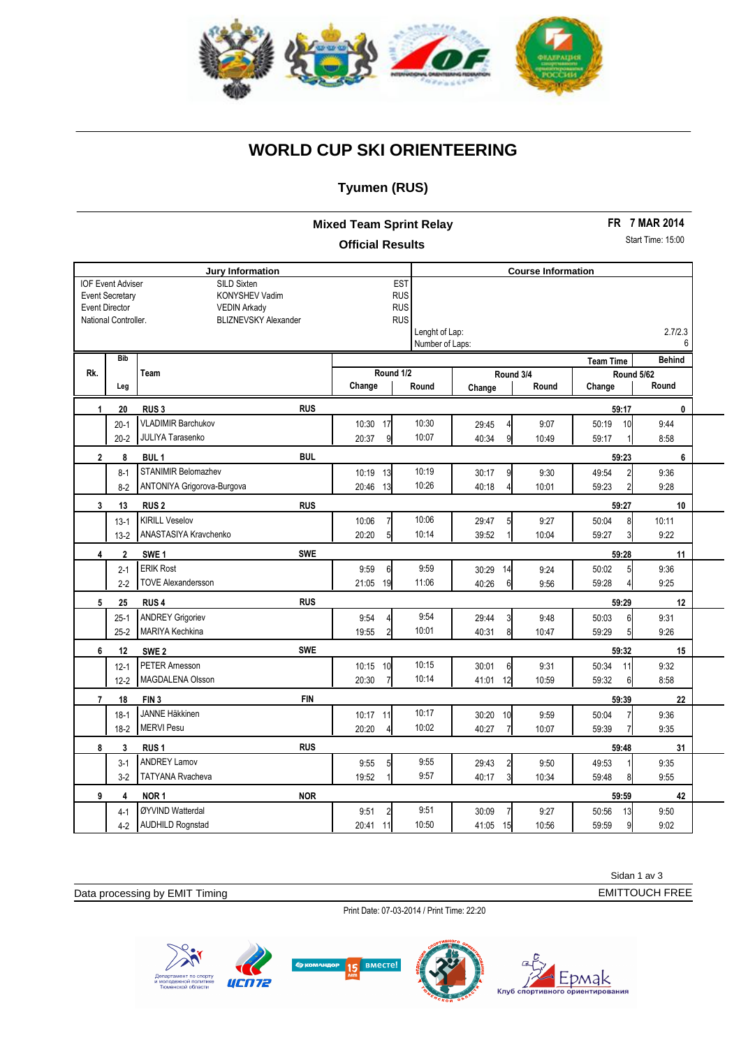# WORLD CUP SKI ORIENTEERING

## Tyumen (RUS)

### Mixed Team Sprint Relay

**Official Results**

**FR 7 MAR 2014**

Start Time: 15:00

| Jury Information | | |
|---|---|---|
| IOF Event Adviser | SILD Sixten | EST |
| Event Secretary | KONYSHEV Vadim | RUS |
| Event Director | VEDIN Arkady | RUS |
| National Controller. | BLIZNEVSKY Alexander | RUS |

| Course Information | |
|---|---|
| Lenght of Lap: | 2.7/2.3 |
| Number of Laps: | 6 |

| Rk. | Bib / Leg | Team | | Round 1/2 Change | | Round 1/2 Round | Round 3/4 Change | | Round 3/4 Round | Team Time / Round 5/62 Change | | Behind / Round 5/62 Round |
|---|---|---|---|---|---|---|---|---|---|---|---|---|
| 1 | 20 | RUS 3 | RUS | | | | | | | 59:17 | | 0 |
| | 20-1 | VLADIMIR Barchukov | | 10:30 | 17 | 10:30 | 29:45 | 4 | 9:07 | 50:19 | 10 | 9:44 |
| | 20-2 | JULIYA Tarasenko | | 20:37 | 9 | 10:07 | 40:34 | 9 | 10:49 | 59:17 | 1 | 8:58 |
| 2 | 8 | BUL 1 | BUL | | | | | | | 59:23 | | 6 |
| | 8-1 | STANIMIR Belomazhev | | 10:19 | 13 | 10:19 | 30:17 | 9 | 9:30 | 49:54 | 2 | 9:36 |
| | 8-2 | ANTONIYA Grigorova-Burgova | | 20:46 | 13 | 10:26 | 40:18 | 4 | 10:01 | 59:23 | 2 | 9:28 |
| 3 | 13 | RUS 2 | RUS | | | | | | | 59:27 | | 10 |
| | 13-1 | KIRILL Veselov | | 10:06 | 7 | 10:06 | 29:47 | 5 | 9:27 | 50:04 | 8 | 10:11 |
| | 13-2 | ANASTASIYA Kravchenko | | 20:20 | 5 | 10:14 | 39:52 | 1 | 10:04 | 59:27 | 3 | 9:22 |
| 4 | 2 | SWE 1 | SWE | | | | | | | 59:28 | | 11 |
| | 2-1 | ERIK Rost | | 9:59 | 6 | 9:59 | 30:29 | 14 | 9:24 | 50:02 | 5 | 9:36 |
| | 2-2 | TOVE Alexandersson | | 21:05 | 19 | 11:06 | 40:26 | 6 | 9:56 | 59:28 | 4 | 9:25 |
| 5 | 25 | RUS 4 | RUS | | | | | | | 59:29 | | 12 |
| | 25-1 | ANDREY Grigoriev | | 9:54 | 4 | 9:54 | 29:44 | 3 | 9:48 | 50:03 | 6 | 9:31 |
| | 25-2 | MARIYA Kechkina | | 19:55 | 2 | 10:01 | 40:31 | 8 | 10:47 | 59:29 | 5 | 9:26 |
| 6 | 12 | SWE 2 | SWE | | | | | | | 59:32 | | 15 |
| | 12-1 | PETER Arnesson | | 10:15 | 10 | 10:15 | 30:01 | 6 | 9:31 | 50:34 | 11 | 9:32 |
| | 12-2 | MAGDALENA Olsson | | 20:30 | 7 | 10:14 | 41:01 | 12 | 10:59 | 59:32 | 6 | 8:58 |
| 7 | 18 | FIN 3 | FIN | | | | | | | 59:39 | | 22 |
| | 18-1 | JANNE Häkkinen | | 10:17 | 11 | 10:17 | 30:20 | 10 | 9:59 | 50:04 | 7 | 9:36 |
| | 18-2 | MERVI Pesu | | 20:20 | 4 | 10:02 | 40:27 | 7 | 10:07 | 59:39 | 7 | 9:35 |
| 8 | 3 | RUS 1 | RUS | | | | | | | 59:48 | | 31 |
| | 3-1 | ANDREY Lamov | | 9:55 | 5 | 9:55 | 29:43 | 2 | 9:50 | 49:53 | 1 | 9:35 |
| | 3-2 | TATYANA Rvacheva | | 19:52 | 1 | 9:57 | 40:17 | 3 | 10:34 | 59:48 | 8 | 9:55 |
| 9 | 4 | NOR 1 | NOR | | | | | | | 59:59 | | 42 |
| | 4-1 | ØYVIND Watterdal | | 9:51 | 2 | 9:51 | 30:09 | 7 | 9:27 | 50:56 | 13 | 9:50 |
| | 4-2 | AUDHILD Rognstad | | 20:41 | 11 | 10:50 | 41:05 | 15 | 10:56 | 59:59 | 9 | 9:02 |

Data processing by EMIT Timing

EMITTOUCH FREE

Print Date: 07-03-2014 / Print Time: 22:20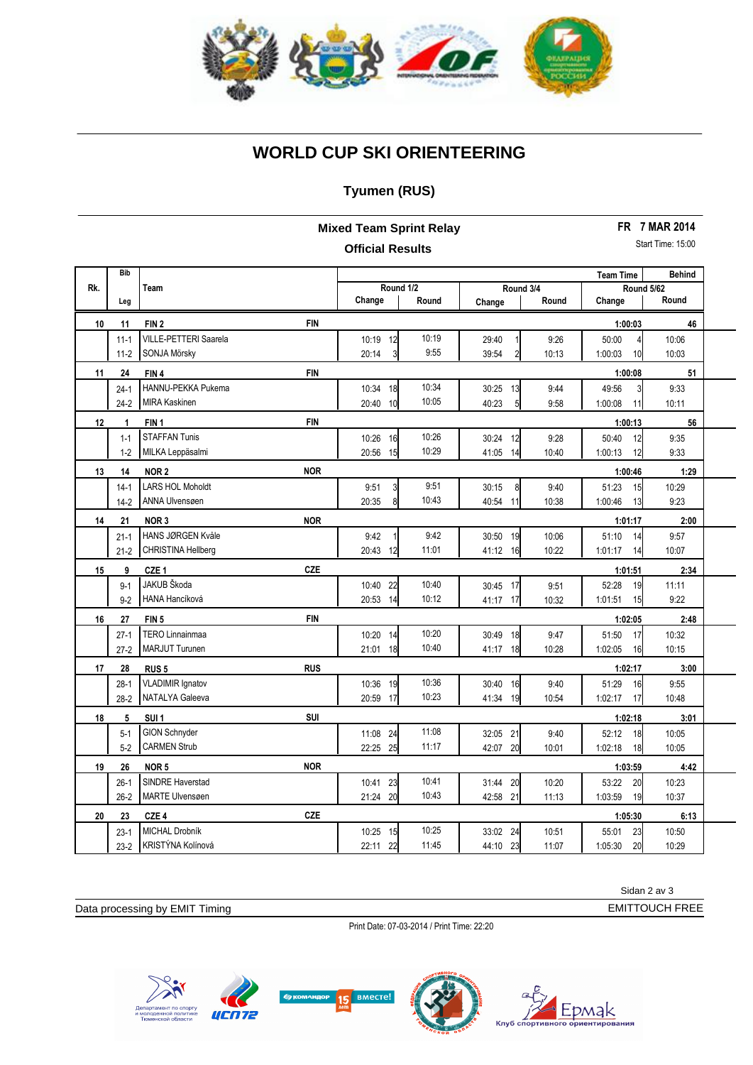# WORLD CUP SKI ORIENTEERING

## Tyumen (RUS)

### Mixed Team Sprint Relay

**Official Results**

FR 7 MAR 2014

Start Time: 15:00

| Rk. | Bib / Leg | Team | | Round 1/2 Change | | Round 1/2 Round | Round 3/4 Change | | Round 3/4 Round | Team Time / Round 5/62 Change | | Behind / Round |
|---|---|---|---|---|---|---|---|---|---|---|---|---|
| 10 | 11 | FIN 2 | FIN | | | | | | | 1:00:03 | | 46 |
| | 11-1 | VILLE-PETTERI Saarela | | 10:19 | 12 | 10:19 | 29:40 | 1 | 9:26 | 50:00 | 4 | 10:06 |
| | 11-2 | SONJA Mörsky | | 20:14 | 3 | 9:55 | 39:54 | 2 | 10:13 | 1:00:03 | 10 | 10:03 |
| 11 | 24 | FIN 4 | FIN | | | | | | | 1:00:08 | | 51 |
| | 24-1 | HANNU-PEKKA Pukema | | 10:34 | 18 | 10:34 | 30:25 | 13 | 9:44 | 49:56 | 3 | 9:33 |
| | 24-2 | MIRA Kaskinen | | 20:40 | 10 | 10:05 | 40:23 | 5 | 9:58 | 1:00:08 | 11 | 10:11 |
| 12 | 1 | FIN 1 | FIN | | | | | | | 1:00:13 | | 56 |
| | 1-1 | STAFFAN Tunis | | 10:26 | 16 | 10:26 | 30:24 | 12 | 9:28 | 50:40 | 12 | 9:35 |
| | 1-2 | MILKA Leppäsalmi | | 20:56 | 15 | 10:29 | 41:05 | 14 | 10:40 | 1:00:13 | 12 | 9:33 |
| 13 | 14 | NOR 2 | NOR | | | | | | | 1:00:46 | | 1:29 |
| | 14-1 | LARS HOL Moholdt | | 9:51 | 3 | 9:51 | 30:15 | 8 | 9:40 | 51:23 | 15 | 10:29 |
| | 14-2 | ANNA Ulvensøen | | 20:35 | 8 | 10:43 | 40:54 | 11 | 10:38 | 1:00:46 | 13 | 9:23 |
| 14 | 21 | NOR 3 | NOR | | | | | | | 1:01:17 | | 2:00 |
| | 21-1 | HANS JØRGEN Kvåle | | 9:42 | 1 | 9:42 | 30:50 | 19 | 10:06 | 51:10 | 14 | 9:57 |
| | 21-2 | CHRISTINA Hellberg | | 20:43 | 12 | 11:01 | 41:12 | 16 | 10:22 | 1:01:17 | 14 | 10:07 |
| 15 | 9 | CZE 1 | CZE | | | | | | | 1:01:51 | | 2:34 |
| | 9-1 | JAKUB Škoda | | 10:40 | 22 | 10:40 | 30:45 | 17 | 9:51 | 52:28 | 19 | 11:11 |
| | 9-2 | HANA Hancíková | | 20:53 | 14 | 10:12 | 41:17 | 17 | 10:32 | 1:01:51 | 15 | 9:22 |
| 16 | 27 | FIN 5 | FIN | | | | | | | 1:02:05 | | 2:48 |
| | 27-1 | TERO Linnainmaa | | 10:20 | 14 | 10:20 | 30:49 | 18 | 9:47 | 51:50 | 17 | 10:32 |
| | 27-2 | MARJUT Turunen | | 21:01 | 18 | 10:40 | 41:17 | 18 | 10:28 | 1:02:05 | 16 | 10:15 |
| 17 | 28 | RUS 5 | RUS | | | | | | | 1:02:17 | | 3:00 |
| | 28-1 | VLADIMIR Ignatov | | 10:36 | 19 | 10:36 | 30:40 | 16 | 9:40 | 51:29 | 16 | 9:55 |
| | 28-2 | NATALYA Galeeva | | 20:59 | 17 | 10:23 | 41:34 | 19 | 10:54 | 1:02:17 | 17 | 10:48 |
| 18 | 5 | SUI 1 | SUI | | | | | | | 1:02:18 | | 3:01 |
| | 5-1 | GION Schnyder | | 11:08 | 24 | 11:08 | 32:05 | 21 | 9:40 | 52:12 | 18 | 10:05 |
| | 5-2 | CARMEN Strub | | 22:25 | 25 | 11:17 | 42:07 | 20 | 10:01 | 1:02:18 | 18 | 10:05 |
| 19 | 26 | NOR 5 | NOR | | | | | | | 1:03:59 | | 4:42 |
| | 26-1 | SINDRE Haverstad | | 10:41 | 23 | 10:41 | 31:44 | 20 | 10:20 | 53:22 | 20 | 10:23 |
| | 26-2 | MARTE Ulvensøen | | 21:24 | 20 | 10:43 | 42:58 | 21 | 11:13 | 1:03:59 | 19 | 10:37 |
| 20 | 23 | CZE 4 | CZE | | | | | | | 1:05:30 | | 6:13 |
| | 23-1 | MICHAL Drobník | | 10:25 | 15 | 10:25 | 33:02 | 24 | 10:51 | 55:01 | 23 | 10:50 |
| | 23-2 | KRISTÝNA Kolínová | | 22:11 | 22 | 11:45 | 44:10 | 23 | 11:07 | 1:05:30 | 20 | 10:29 |

Data processing by EMIT Timing — EMITTOUCH FREE

Print Date: 07-03-2014 / Print Time: 22:20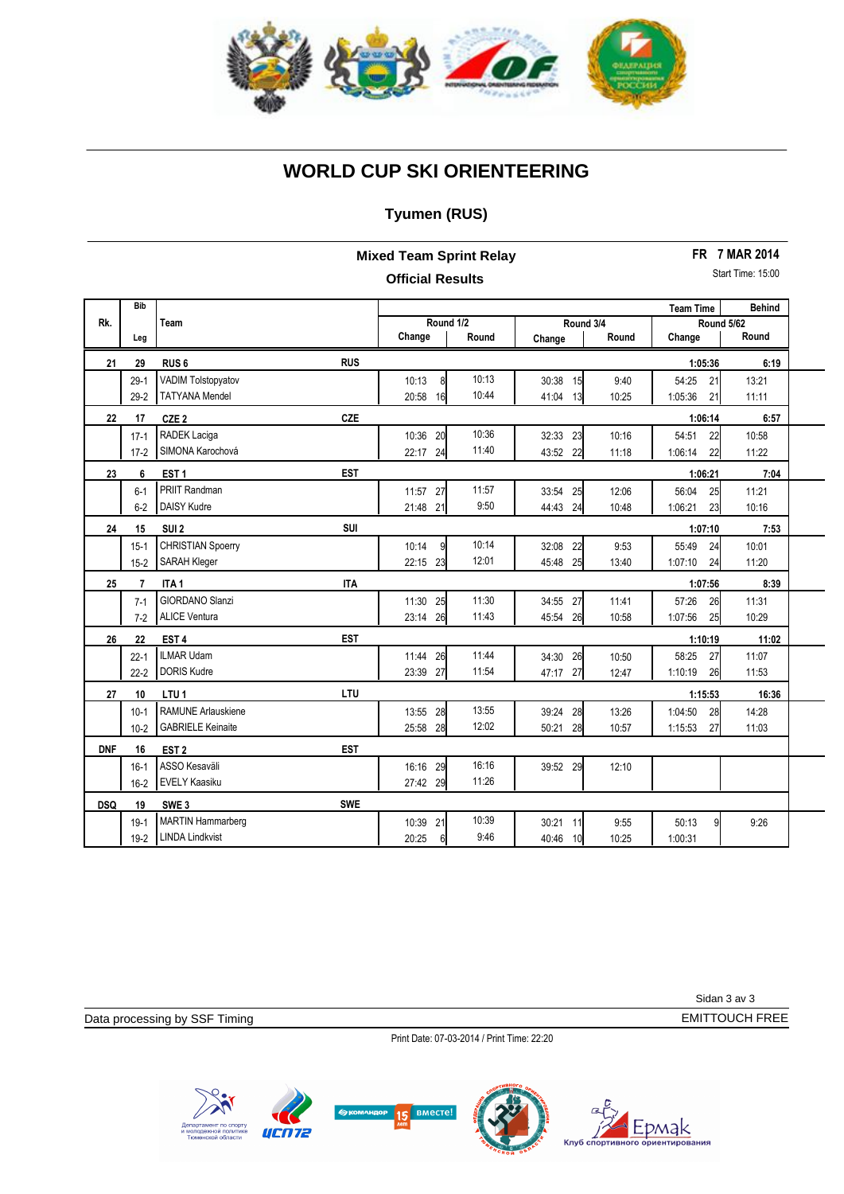# WORLD CUP SKI ORIENTEERING

## Tyumen (RUS)

### Mixed Team Sprint Relay

**Official Results**

FR 7 MAR 2014

Start Time: 15:00

| Rk. | Bib / Leg | Team | | Round 1/2 Change | | Round 1/2 Round | Round 3/4 Change | | Round 3/4 Round | Round 5/62 Change (Team Time) | | Round 5/62 Round (Behind) |
|---|---|---|---|---|---|---|---|---|---|---|---|---|
| 21 | 29 | RUS 6 | RUS | | | | | | | 1:05:36 | | 6:19 |
| | 29-1 | VADIM Tolstopyatov | | 10:13 | 8 | 10:13 | 30:38 | 15 | 9:40 | 54:25 | 21 | 13:21 |
| | 29-2 | TATYANA Mendel | | 20:58 | 16 | 10:44 | 41:04 | 13 | 10:25 | 1:05:36 | 21 | 11:11 |
| 22 | 17 | CZE 2 | CZE | | | | | | | 1:06:14 | | 6:57 |
| | 17-1 | RADEK Laciga | | 10:36 | 20 | 10:36 | 32:33 | 23 | 10:16 | 54:51 | 22 | 10:58 |
| | 17-2 | SIMONA Karochová | | 22:17 | 24 | 11:40 | 43:52 | 22 | 11:18 | 1:06:14 | 22 | 11:22 |
| 23 | 6 | EST 1 | EST | | | | | | | 1:06:21 | | 7:04 |
| | 6-1 | PRIIT Randman | | 11:57 | 27 | 11:57 | 33:54 | 25 | 12:06 | 56:04 | 25 | 11:21 |
| | 6-2 | DAISY Kudre | | 21:48 | 21 | 9:50 | 44:43 | 24 | 10:48 | 1:06:21 | 23 | 10:16 |
| 24 | 15 | SUI 2 | SUI | | | | | | | 1:07:10 | | 7:53 |
| | 15-1 | CHRISTIAN Spoerry | | 10:14 | 9 | 10:14 | 32:08 | 22 | 9:53 | 55:49 | 24 | 10:01 |
| | 15-2 | SARAH Kleger | | 22:15 | 23 | 12:01 | 45:48 | 25 | 13:40 | 1:07:10 | 24 | 11:20 |
| 25 | 7 | ITA 1 | ITA | | | | | | | 1:07:56 | | 8:39 |
| | 7-1 | GIORDANO Slanzi | | 11:30 | 25 | 11:30 | 34:55 | 27 | 11:41 | 57:26 | 26 | 11:31 |
| | 7-2 | ALICE Ventura | | 23:14 | 26 | 11:43 | 45:54 | 26 | 10:58 | 1:07:56 | 25 | 10:29 |
| 26 | 22 | EST 4 | EST | | | | | | | 1:10:19 | | 11:02 |
| | 22-1 | ILMAR Udam | | 11:44 | 26 | 11:44 | 34:30 | 26 | 10:50 | 58:25 | 27 | 11:07 |
| | 22-2 | DORIS Kudre | | 23:39 | 27 | 11:54 | 47:17 | 27 | 12:47 | 1:10:19 | 26 | 11:53 |
| 27 | 10 | LTU 1 | LTU | | | | | | | 1:15:53 | | 16:36 |
| | 10-1 | RAMUNE Arlauskiene | | 13:55 | 28 | 13:55 | 39:24 | 28 | 13:26 | 1:04:50 | 28 | 14:28 |
| | 10-2 | GABRIELE Keinaite | | 25:58 | 28 | 12:02 | 50:21 | 28 | 10:57 | 1:15:53 | 27 | 11:03 |
| DNF | 16 | EST 2 | EST | | | | | | | | | |
| | 16-1 | ASSO Kesaväli | | 16:16 | 29 | 16:16 | 39:52 | 29 | 12:10 | | | |
| | 16-2 | EVELY Kaasiku | | 27:42 | 29 | 11:26 | | | | | | |
| DSQ | 19 | SWE 3 | SWE | | | | | | | | | |
| | 19-1 | MARTIN Hammarberg | | 10:39 | 21 | 10:39 | 30:21 | 11 | 9:55 | 50:13 | 9 | 9:26 |
| | 19-2 | LINDA Lindkvist | | 20:25 | 6 | 9:46 | 40:46 | 10 | 10:25 | 1:00:31 | | |

Data processing by SSF Timing

EMITTOUCH FREE

Print Date: 07-03-2014 / Print Time: 22:20